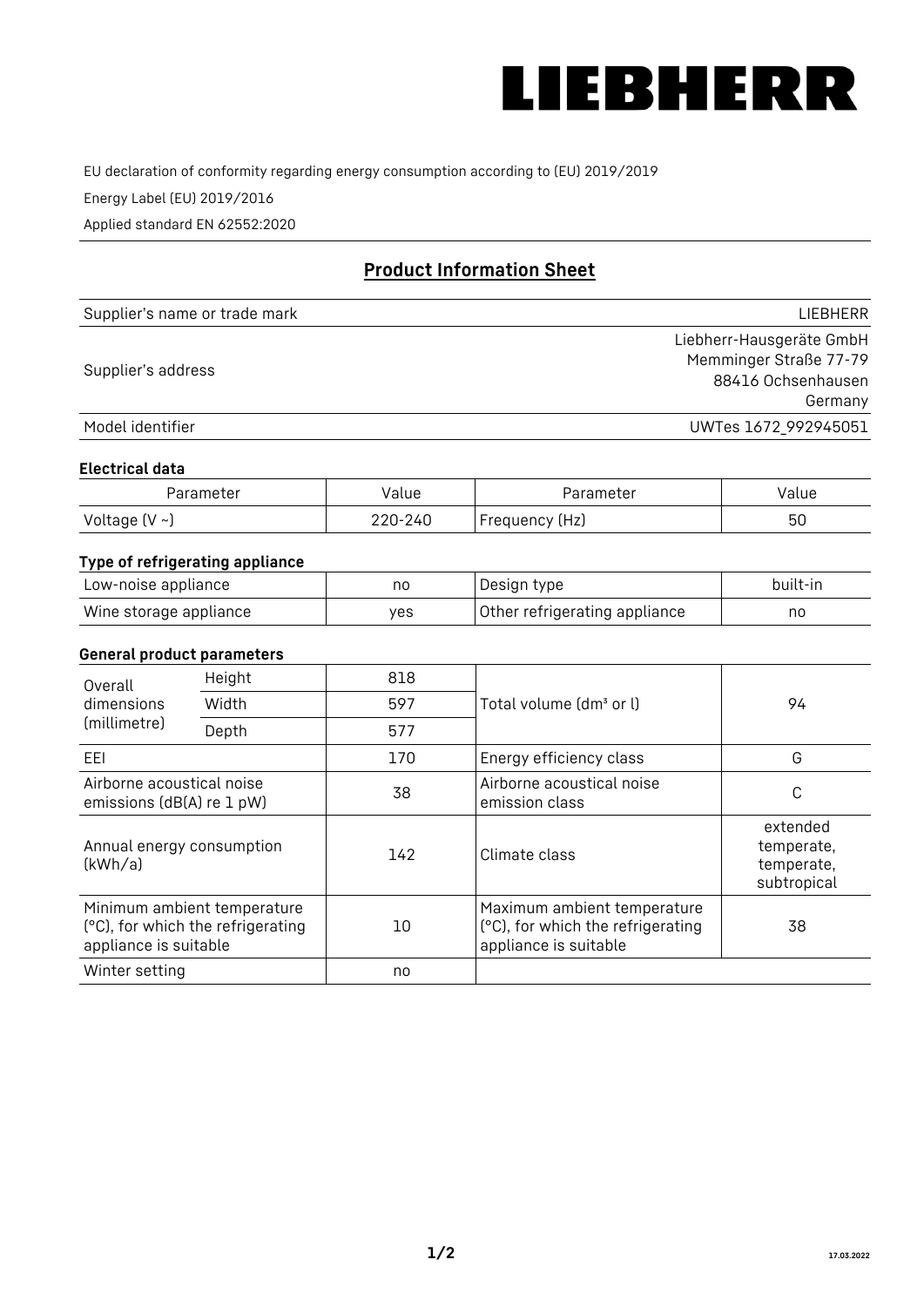LIEBHERR

EU declaration of conformity regarding energy consumption according to (EU) 2019/2019

Energy Label (EU) 2019/2016

Applied standard EN 62552:2020

## Product Information Sheet

| Supplier's name or trade mark | LIEBHERR |
|---|---|
| Supplier's address | Liebherr-Hausgeräte GmbH<br>Memminger Straße 77-79<br>88416 Ochsenhausen<br>Germany |
| Model identifier | UWTes 1672_992945051 |

### Electrical data

| Parameter | Value | Parameter | Value |
|---|---|---|---|
| Voltage (V ~) | 220-240 | Frequency (Hz) | 50 |

### Type of refrigerating appliance

| Low-noise appliance | no | Design type | built-in |
|---|---|---|---|
| Wine storage appliance | yes | Other refrigerating appliance | no |

### General product parameters

| Overall dimensions (millimetre) | Height | 818 | Total volume (dm³ or l) | 94 |
|---|---|---|---|---|
| | Width | 597 | | |
| | Depth | 577 | | |
| EEI | | 170 | Energy efficiency class | G |
| Airborne acoustical noise emissions (dB(A) re 1 pW) | | 38 | Airborne acoustical noise emission class | C |
| Annual energy consumption (kWh/a) | | 142 | Climate class | extended temperate, temperate, subtropical |
| Minimum ambient temperature (°C), for which the refrigerating appliance is suitable | | 10 | Maximum ambient temperature (°C), for which the refrigerating appliance is suitable | 38 |
| Winter setting | | no | | |

17.03.2022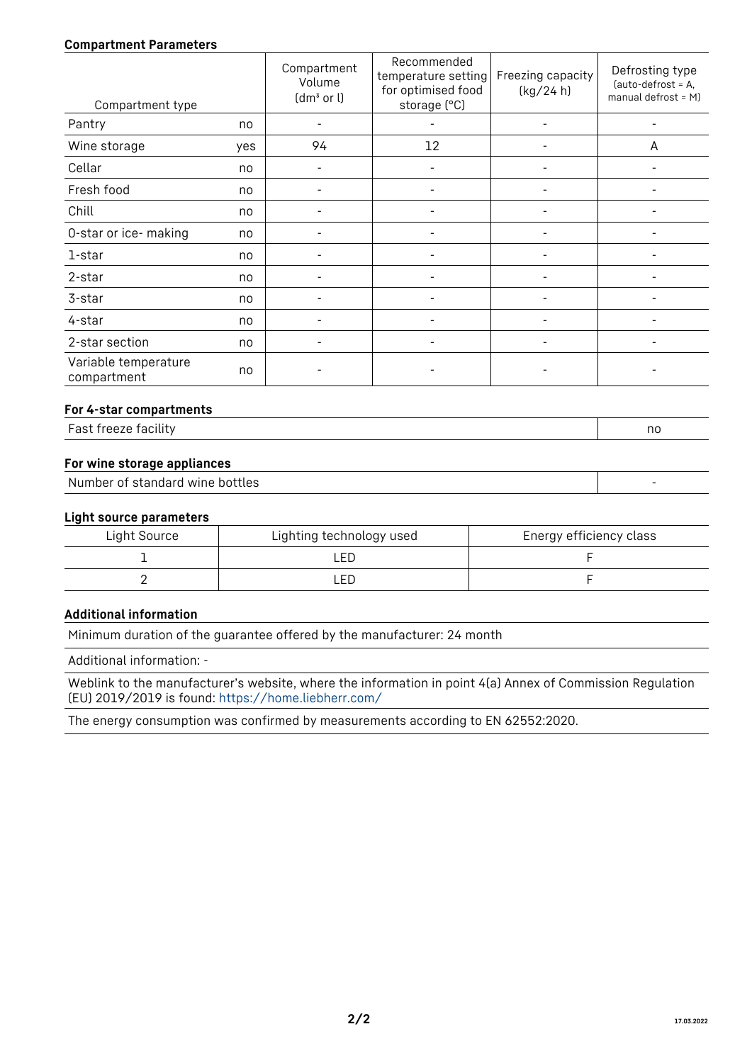**Compartment Parameters**

| Compartment type | | Compartment Volume (dm³ or l) | Recommended temperature setting for optimised food storage (°C) | Freezing capacity (kg/24 h) | Defrosting type (auto-defrost = A, manual defrost = M) |
|---|---|---|---|---|---|
| Pantry | no | - | - | - | - |
| Wine storage | yes | 94 | 12 | - | A |
| Cellar | no | - | - | - | - |
| Fresh food | no | - | - | - | - |
| Chill | no | - | - | - | - |
| 0-star or ice- making | no | - | - | - | - |
| 1-star | no | - | - | - | - |
| 2-star | no | - | - | - | - |
| 3-star | no | - | - | - | - |
| 4-star | no | - | - | - | - |
| 2-star section | no | - | - | - | - |
| Variable temperature compartment | no | - | - | - | - |

**For 4-star compartments**

| | |
|---|---|
| Fast freeze facility | no |

**For wine storage appliances**

| | |
|---|---|
| Number of standard wine bottles | - |

**Light source parameters**

| Light Source | Lighting technology used | Energy efficiency class |
|---|---|---|
| 1 | LED | F |
| 2 | LED | F |

**Additional information**

Minimum duration of the guarantee offered by the manufacturer: 24 month

Additional information: -

Weblink to the manufacturer's website, where the information in point 4(a) Annex of Commission Regulation (EU) 2019/2019 is found: https://home.liebherr.com/

The energy consumption was confirmed by measurements according to EN 62552:2020.

17.03.2022